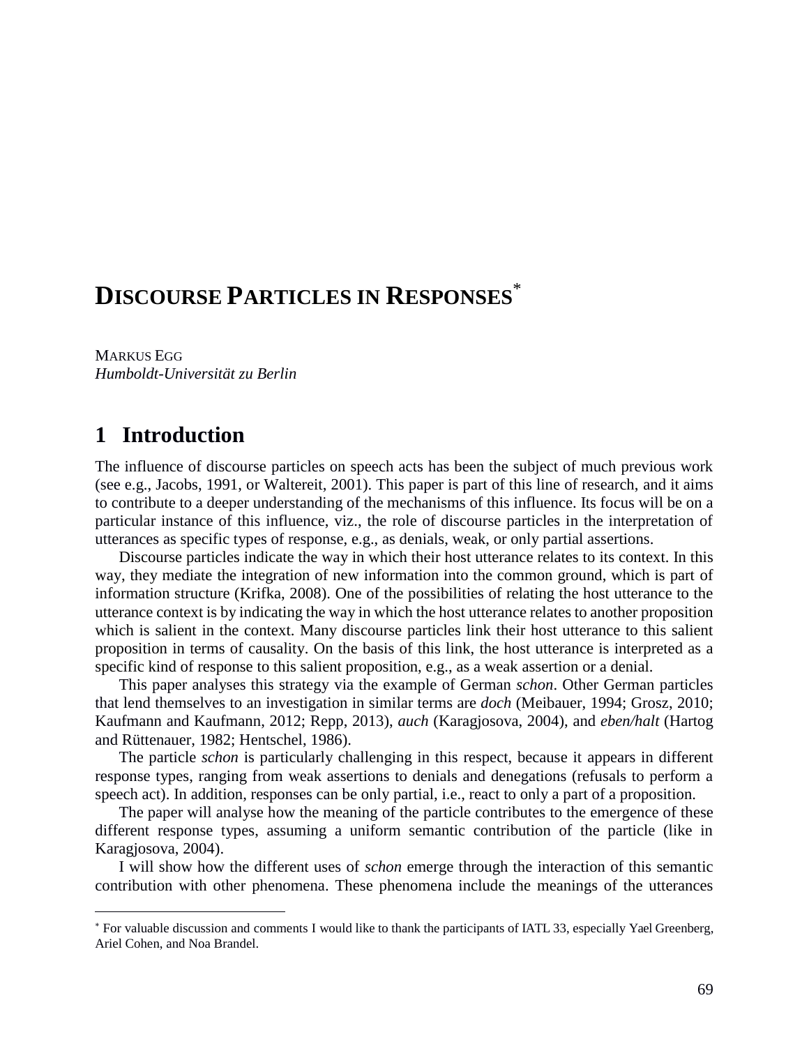# Discourse Particles in Responses[*]

Markus Egg
*Humboldt-Universität zu Berlin*

## 1 Introduction

The influence of discourse particles on speech acts has been the subject of much previous work (see e.g., Jacobs, 1991, or Waltereit, 2001). This paper is part of this line of research, and it aims to contribute to a deeper understanding of the mechanisms of this influence. Its focus will be on a particular instance of this influence, viz., the role of discourse particles in the interpretation of utterances as specific types of response, e.g., as denials, weak, or only partial assertions.

Discourse particles indicate the way in which their host utterance relates to its context. In this way, they mediate the integration of new information into the common ground, which is part of information structure (Krifka, 2008). One of the possibilities of relating the host utterance to the utterance context is by indicating the way in which the host utterance relates to another proposition which is salient in the context. Many discourse particles link their host utterance to this salient proposition in terms of causality. On the basis of this link, the host utterance is interpreted as a specific kind of response to this salient proposition, e.g., as a weak assertion or a denial.

This paper analyses this strategy via the example of German *schon*. Other German particles that lend themselves to an investigation in similar terms are *doch* (Meibauer, 1994; Grosz, 2010; Kaufmann and Kaufmann, 2012; Repp, 2013), *auch* (Karagjosova, 2004), and *eben/halt* (Hartog and Rüttenauer, 1982; Hentschel, 1986).

The particle *schon* is particularly challenging in this respect, because it appears in different response types, ranging from weak assertions to denials and denegations (refusals to perform a speech act). In addition, responses can be only partial, i.e., react to only a part of a proposition.

The paper will analyse how the meaning of the particle contributes to the emergence of these different response types, assuming a uniform semantic contribution of the particle (like in Karagjosova, 2004).

I will show how the different uses of *schon* emerge through the interaction of this semantic contribution with other phenomena. These phenomena include the meanings of the utterances

[*] For valuable discussion and comments I would like to thank the participants of IATL 33, especially Yael Greenberg, Ariel Cohen, and Noa Brandel.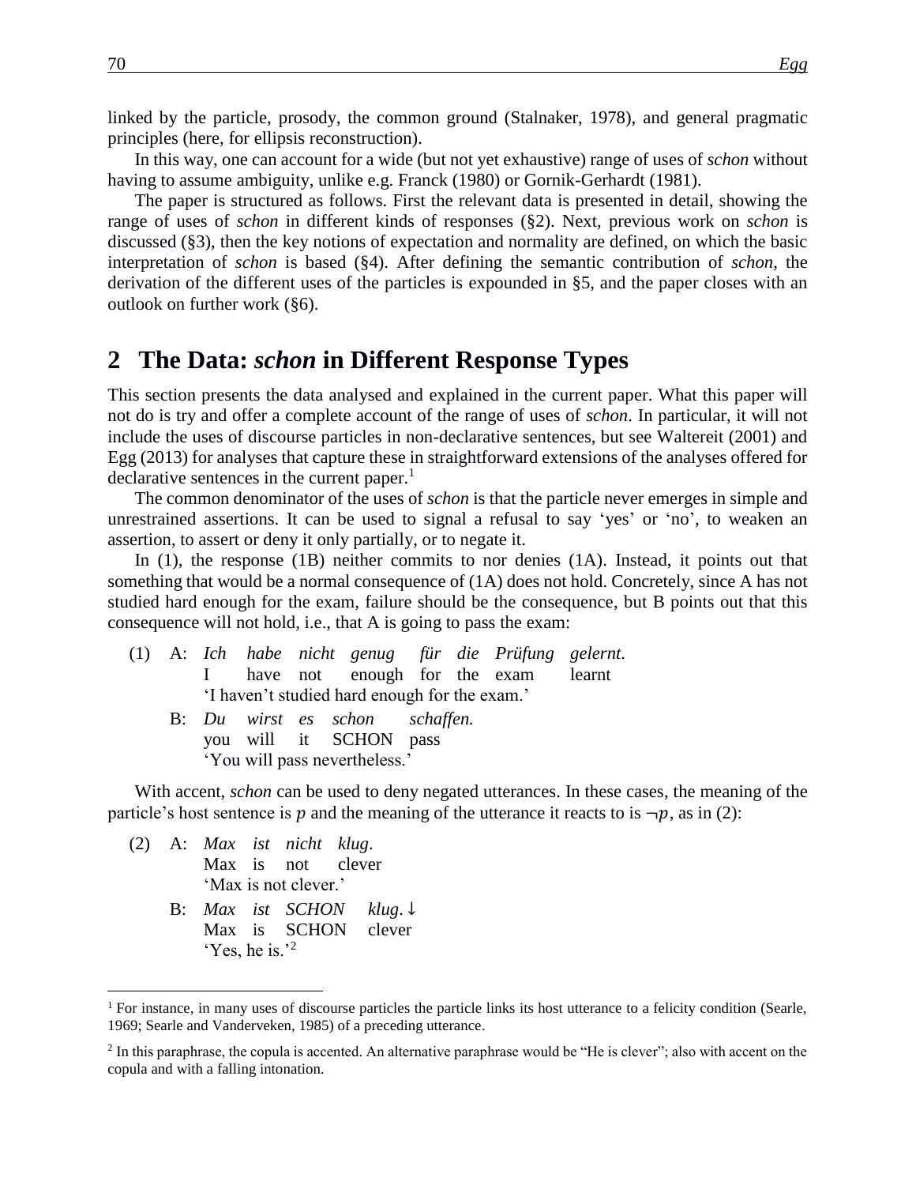linked by the particle, prosody, the common ground (Stalnaker, 1978), and general pragmatic principles (here, for ellipsis reconstruction).

In this way, one can account for a wide (but not yet exhaustive) range of uses of *schon* without having to assume ambiguity, unlike e.g. Franck (1980) or Gornik-Gerhardt (1981).

The paper is structured as follows. First the relevant data is presented in detail, showing the range of uses of *schon* in different kinds of responses (§2). Next, previous work on *schon* is discussed (§3), then the key notions of expectation and normality are defined, on which the basic interpretation of *schon* is based (§4). After defining the semantic contribution of *schon*, the derivation of the different uses of the particles is expounded in §5, and the paper closes with an outlook on further work (§6).

## 2 The Data: *schon* in Different Response Types

This section presents the data analysed and explained in the current paper. What this paper will not do is try and offer a complete account of the range of uses of *schon*. In particular, it will not include the uses of discourse particles in non-declarative sentences, but see Waltereit (2001) and Egg (2013) for analyses that capture these in straightforward extensions of the analyses offered for declarative sentences in the current paper.[1]

The common denominator of the uses of *schon* is that the particle never emerges in simple and unrestrained assertions. It can be used to signal a refusal to say 'yes' or 'no', to weaken an assertion, to assert or deny it only partially, or to negate it.

In (1), the response (1B) neither commits to nor denies (1A). Instead, it points out that something that would be a normal consequence of (1A) does not hold. Concretely, since A has not studied hard enough for the exam, failure should be the consequence, but B points out that this consequence will not hold, i.e., that A is going to pass the exam:

(1) A: *Ich habe nicht genug für die Prüfung gelernt.*
I have not enough for the exam learnt
'I haven't studied hard enough for the exam.'

B: *Du wirst es schon schaffen.*
you will it SCHON pass
'You will pass nevertheless.'

With accent, *schon* can be used to deny negated utterances. In these cases, the meaning of the particle's host sentence is $p$ and the meaning of the utterance it reacts to is $\neg p$, as in (2):

(2) A: *Max ist nicht klug.*
Max is not clever
'Max is not clever.'

B: *Max ist SCHON klug.* ↓
Max is SCHON clever
'Yes, he is.'[2]

---

[1] For instance, in many uses of discourse particles the particle links its host utterance to a felicity condition (Searle, 1969; Searle and Vanderveken, 1985) of a preceding utterance.

[2] In this paraphrase, the copula is accented. An alternative paraphrase would be "He is clever"; also with accent on the copula and with a falling intonation.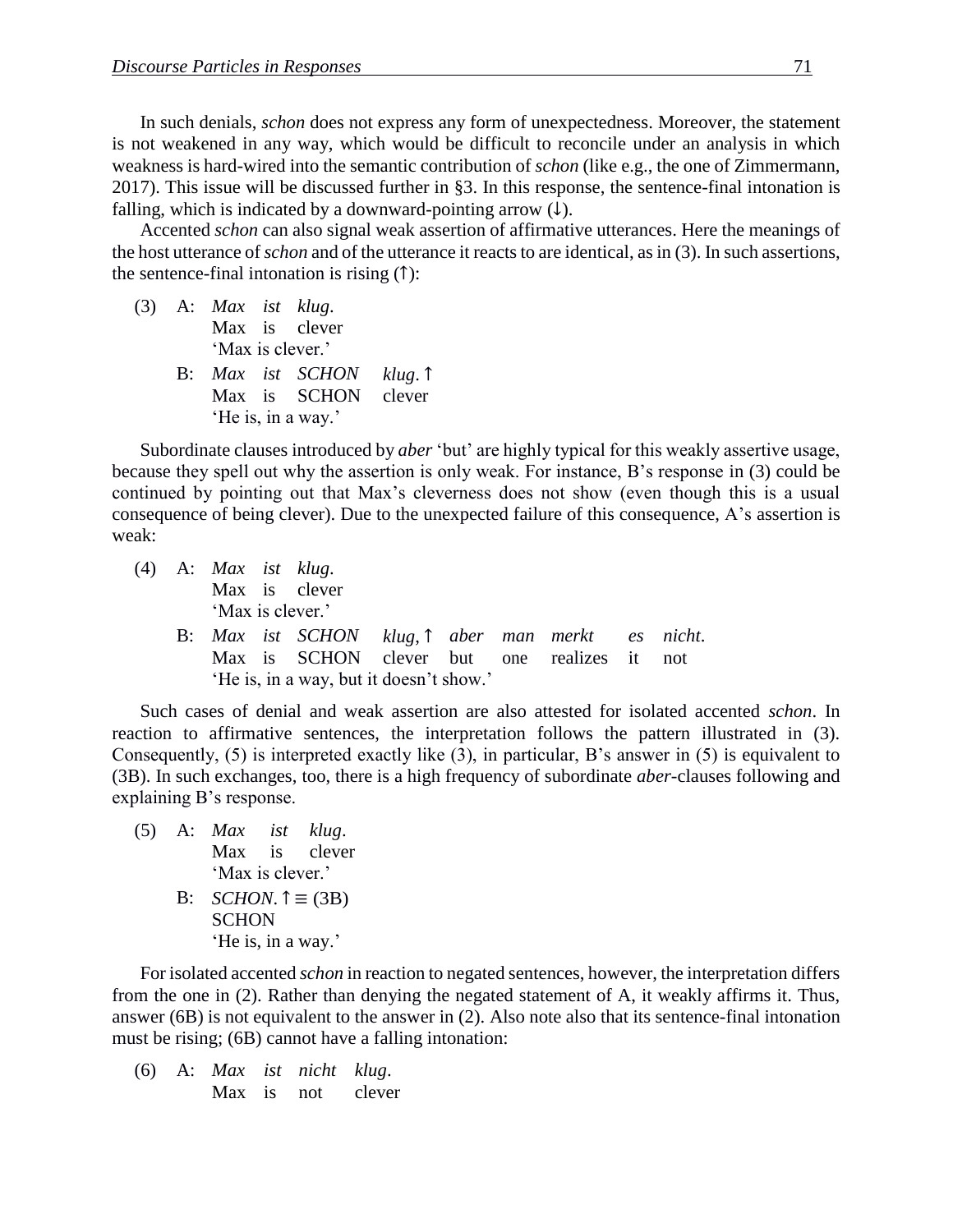In such denials, *schon* does not express any form of unexpectedness. Moreover, the statement is not weakened in any way, which would be difficult to reconcile under an analysis in which weakness is hard-wired into the semantic contribution of *schon* (like e.g., the one of Zimmermann, 2017). This issue will be discussed further in §3. In this response, the sentence-final intonation is falling, which is indicated by a downward-pointing arrow (↓).

Accented *schon* can also signal weak assertion of affirmative utterances. Here the meanings of the host utterance of *schon* and of the utterance it reacts to are identical, as in (3). In such assertions, the sentence-final intonation is rising (↑):

(3) A: *Max ist klug*.
  Max is clever
  'Max is clever.'
 B: *Max ist SCHON klug*.↑
  Max is SCHON clever
  'He is, in a way.'

Subordinate clauses introduced by *aber* 'but' are highly typical for this weakly assertive usage, because they spell out why the assertion is only weak. For instance, B's response in (3) could be continued by pointing out that Max's cleverness does not show (even though this is a usual consequence of being clever). Due to the unexpected failure of this consequence, A's assertion is weak:

(4) A: *Max ist klug*.
  Max is clever
  'Max is clever.'
 B: *Max ist SCHON klug*,↑ *aber man merkt es nicht*.
  Max is SCHON clever but one realizes it not
  'He is, in a way, but it doesn't show.'

Such cases of denial and weak assertion are also attested for isolated accented *schon*. In reaction to affirmative sentences, the interpretation follows the pattern illustrated in (3). Consequently, (5) is interpreted exactly like (3), in particular, B's answer in (5) is equivalent to (3B). In such exchanges, too, there is a high frequency of subordinate *aber*-clauses following and explaining B's response.

(5) A: *Max ist klug*.
  Max is clever
  'Max is clever.'
 B: *SCHON*.↑ ≡ (3B)
  SCHON
  'He is, in a way.'

For isolated accented *schon* in reaction to negated sentences, however, the interpretation differs from the one in (2). Rather than denying the negated statement of A, it weakly affirms it. Thus, answer (6B) is not equivalent to the answer in (2). Also note also that its sentence-final intonation must be rising; (6B) cannot have a falling intonation:

(6) A: *Max ist nicht klug*.
  Max is not clever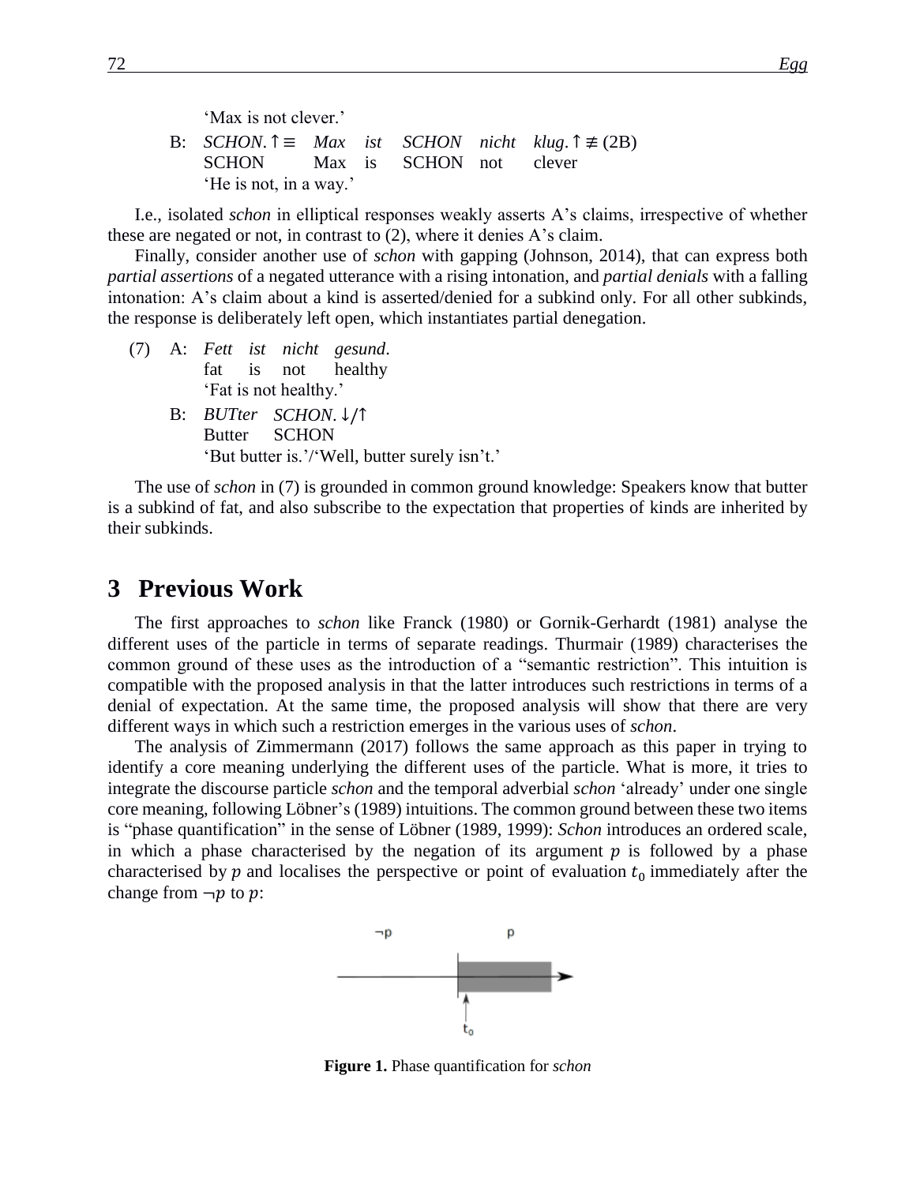'Max is not clever.'

B: *SCHON*. ↑ ≡ *Max ist SCHON nicht klug*. ↑ ≢ (2B)
SCHON Max is SCHON not clever
'He is not, in a way.'

I.e., isolated *schon* in elliptical responses weakly asserts A's claims, irrespective of whether these are negated or not, in contrast to (2), where it denies A's claim.

Finally, consider another use of *schon* with gapping (Johnson, 2014), that can express both *partial assertions* of a negated utterance with a rising intonation, and *partial denials* with a falling intonation: A's claim about a kind is asserted/denied for a subkind only. For all other subkinds, the response is deliberately left open, which instantiates partial denegation.

(7) A: *Fett ist nicht gesund*.
fat is not healthy
'Fat is not healthy.'

B: *BUTter SCHON*. ↓/↑
Butter SCHON
'But butter is.'/'Well, butter surely isn't.'

The use of *schon* in (7) is grounded in common ground knowledge: Speakers know that butter is a subkind of fat, and also subscribe to the expectation that properties of kinds are inherited by their subkinds.

# 3 Previous Work

The first approaches to *schon* like Franck (1980) or Gornik-Gerhardt (1981) analyse the different uses of the particle in terms of separate readings. Thurmair (1989) characterises the common ground of these uses as the introduction of a "semantic restriction". This intuition is compatible with the proposed analysis in that the latter introduces such restrictions in terms of a denial of expectation. At the same time, the proposed analysis will show that there are very different ways in which such a restriction emerges in the various uses of *schon*.

The analysis of Zimmermann (2017) follows the same approach as this paper in trying to identify a core meaning underlying the different uses of the particle. What is more, it tries to integrate the discourse particle *schon* and the temporal adverbial *schon* 'already' under one single core meaning, following Löbner's (1989) intuitions. The common ground between these two items is "phase quantification" in the sense of Löbner (1989, 1999): *Schon* introduces an ordered scale, in which a phase characterised by the negation of its argument $p$ is followed by a phase characterised by $p$ and localises the perspective or point of evaluation $t_0$ immediately after the change from $\neg p$ to $p$:

**Figure 1.** Phase quantification for *schon*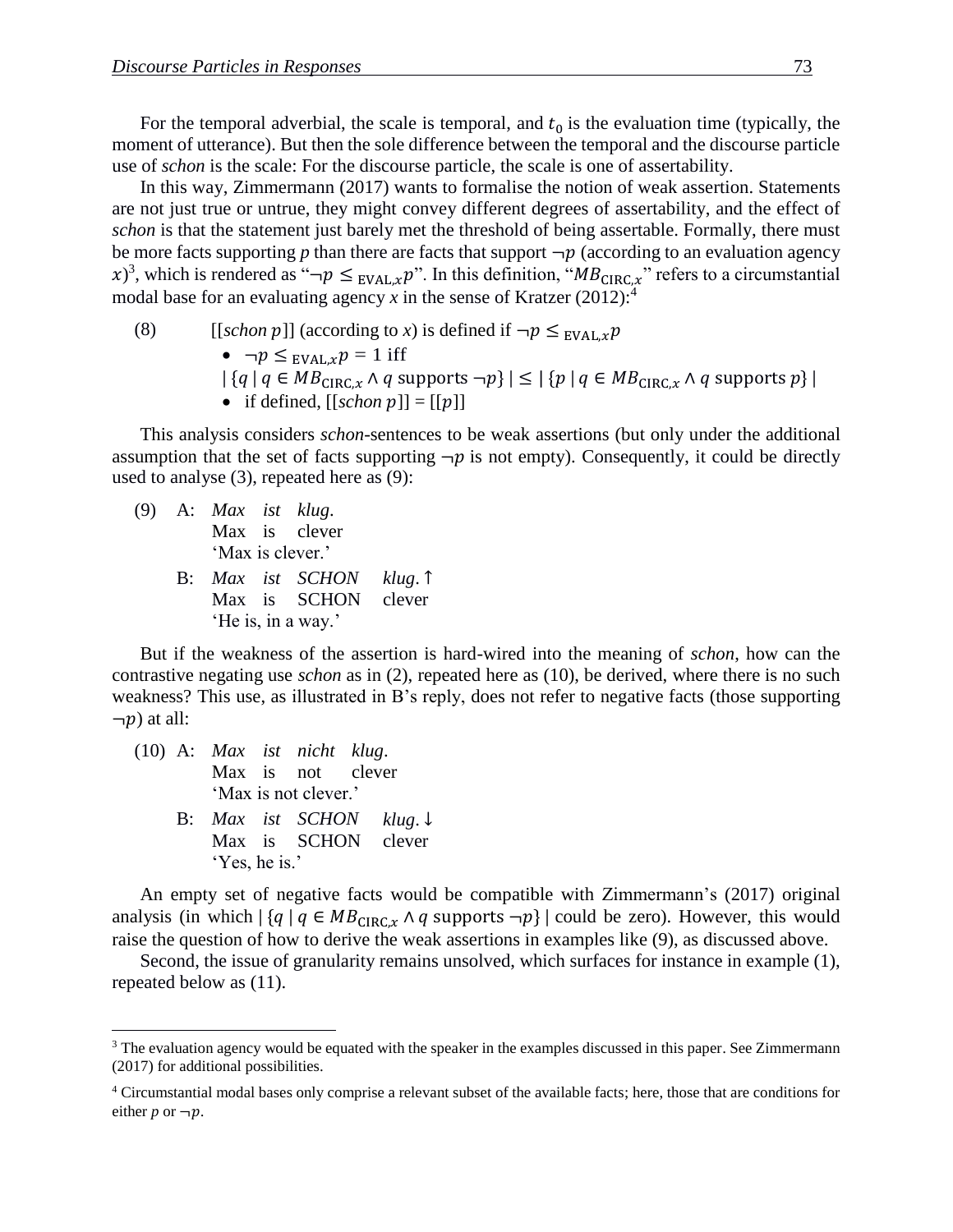For the temporal adverbial, the scale is temporal, and $t_0$ is the evaluation time (typically, the moment of utterance). But then the sole difference between the temporal and the discourse particle use of *schon* is the scale: For the discourse particle, the scale is one of assertability.

In this way, Zimmermann (2017) wants to formalise the notion of weak assertion. Statements are not just true or untrue, they might convey different degrees of assertability, and the effect of *schon* is that the statement just barely met the threshold of being assertable. Formally, there must be more facts supporting *p* than there are facts that support $\neg p$ (according to an evaluation agency $x$)[3], which is rendered as "$\neg p \leq_{\text{EVAL},x} p$". In this definition, "$MB_{\text{CIRC},x}$" refers to a circumstantial modal base for an evaluating agency *x* in the sense of Kratzer (2012):[4]

(8) [[*schon* $p$]] (according to *x*) is defined if $\neg p \leq_{\text{EVAL},x} p$

- $\neg p \leq_{\text{EVAL},x} p = 1$ iff $|\{q \mid q \in MB_{\text{CIRC},x} \wedge q \text{ supports } \neg p\}| \leq |\{p \mid q \in MB_{\text{CIRC},x} \wedge q \text{ supports } p\}|$
- if defined, [[*schon* $p$]] = [[$p$]]

This analysis considers *schon*-sentences to be weak assertions (but only under the additional assumption that the set of facts supporting $\neg p$ is not empty). Consequently, it could be directly used to analyse (3), repeated here as (9):

(9) A: *Max ist klug.*
Max is clever
'Max is clever.'

B: *Max ist SCHON klug.*↑
Max is SCHON clever
'He is, in a way.'

But if the weakness of the assertion is hard-wired into the meaning of *schon*, how can the contrastive negating use *schon* as in (2), repeated here as (10), be derived, where there is no such weakness? This use, as illustrated in B's reply, does not refer to negative facts (those supporting $\neg p$) at all:

(10) A: *Max ist nicht klug.*
Max is not clever
'Max is not clever.'

B: *Max ist SCHON klug.*↓
Max is SCHON clever
'Yes, he is.'

An empty set of negative facts would be compatible with Zimmermann's (2017) original analysis (in which $|\{q \mid q \in MB_{\text{CIRC},x} \wedge q \text{ supports } \neg p\}|$ could be zero). However, this would raise the question of how to derive the weak assertions in examples like (9), as discussed above.

Second, the issue of granularity remains unsolved, which surfaces for instance in example (1), repeated below as (11).

---

[3] The evaluation agency would be equated with the speaker in the examples discussed in this paper. See Zimmermann (2017) for additional possibilities.

[4] Circumstantial modal bases only comprise a relevant subset of the available facts; here, those that are conditions for either *p* or $\neg p$.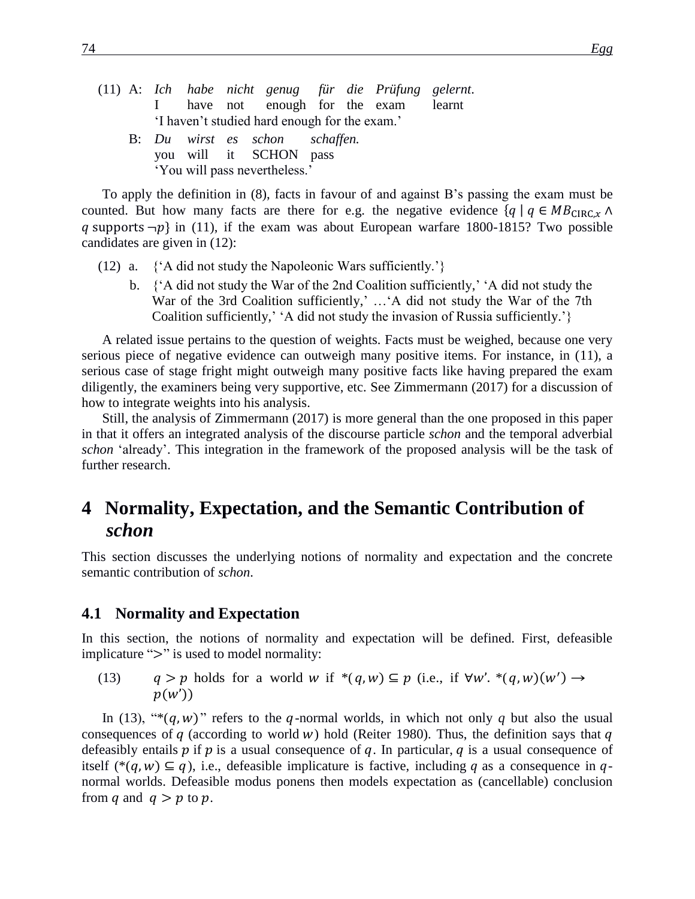(11) A: *Ich habe nicht genug für die Prüfung gelernt.*
I have not enough for the exam learnt
'I haven't studied hard enough for the exam.'

B: *Du wirst es schon schaffen.*
you will it SCHON pass
'You will pass nevertheless.'

To apply the definition in (8), facts in favour of and against B's passing the exam must be counted. But how many facts are there for e.g. the negative evidence $\{q \mid q \in MB_{\text{CIRC},x} \wedge q \text{ supports } \neg p\}$ in (11), if the exam was about European warfare 1800-1815? Two possible candidates are given in (12):

(12) a. {'A did not study the Napoleonic Wars sufficiently.'}

b. {'A did not study the War of the 2nd Coalition sufficiently,' 'A did not study the War of the 3rd Coalition sufficiently,' …'A did not study the War of the 7th Coalition sufficiently,' 'A did not study the invasion of Russia sufficiently.'}

A related issue pertains to the question of weights. Facts must be weighed, because one very serious piece of negative evidence can outweigh many positive items. For instance, in (11), a serious case of stage fright might outweigh many positive facts like having prepared the exam diligently, the examiners being very supportive, etc. See Zimmermann (2017) for a discussion of how to integrate weights into his analysis.

Still, the analysis of Zimmermann (2017) is more general than the one proposed in this paper in that it offers an integrated analysis of the discourse particle *schon* and the temporal adverbial *schon* 'already'. This integration in the framework of the proposed analysis will be the task of further research.

# 4 Normality, Expectation, and the Semantic Contribution of *schon*

This section discusses the underlying notions of normality and expectation and the concrete semantic contribution of *schon*.

## 4.1 Normality and Expectation

In this section, the notions of normality and expectation will be defined. First, defeasible implicature "$>$" is used to model normality:

(13) $q > p$ holds for a world $w$ if $*(q, w) \subseteq p$ (i.e., if $\forall w'. *(q, w)(w') \rightarrow p(w')$)

In (13), "$*(q, w)$" refers to the $q$-normal worlds, in which not only $q$ but also the usual consequences of $q$ (according to world $w$) hold (Reiter 1980). Thus, the definition says that $q$ defeasibly entails $p$ if $p$ is a usual consequence of $q$. In particular, $q$ is a usual consequence of itself ($*(q, w) \subseteq q$), i.e., defeasible implicature is factive, including $q$ as a consequence in $q$-normal worlds. Defeasible modus ponens then models expectation as (cancellable) conclusion from $q$ and $q > p$ to $p$.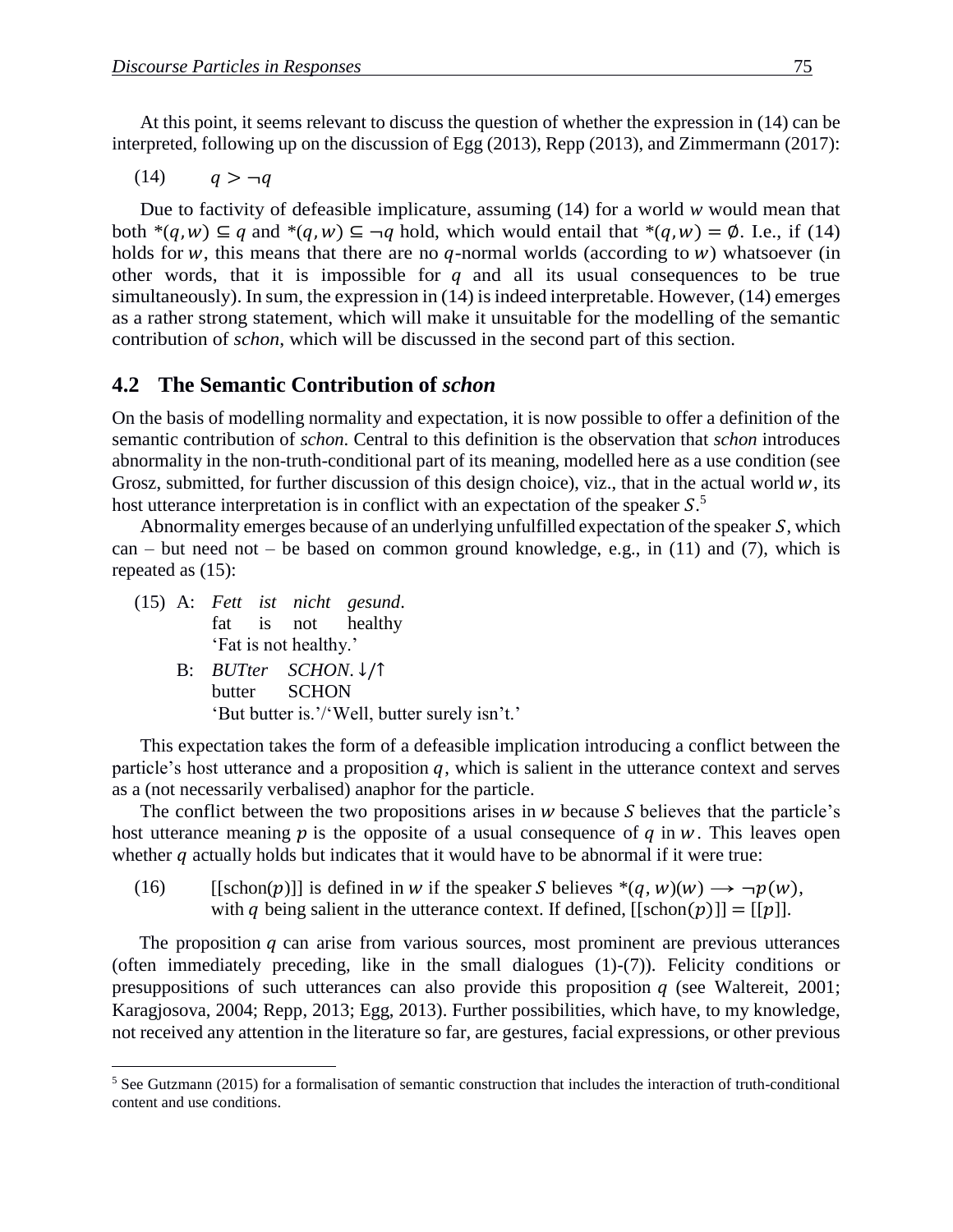At this point, it seems relevant to discuss the question of whether the expression in (14) can be interpreted, following up on the discussion of Egg (2013), Repp (2013), and Zimmermann (2017):

(14) $q > \neg q$

Due to factivity of defeasible implicature, assuming (14) for a world $w$ would mean that both $*(q,w) \subseteq q$ and $*(q,w) \subseteq \neg q$ hold, which would entail that $*(q,w) = \emptyset$. I.e., if (14) holds for $w$, this means that there are no $q$-normal worlds (according to $w$) whatsoever (in other words, that it is impossible for $q$ and all its usual consequences to be true simultaneously). In sum, the expression in (14) is indeed interpretable. However, (14) emerges as a rather strong statement, which will make it unsuitable for the modelling of the semantic contribution of *schon*, which will be discussed in the second part of this section.

## 4.2 The Semantic Contribution of *schon*

On the basis of modelling normality and expectation, it is now possible to offer a definition of the semantic contribution of *schon.* Central to this definition is the observation that *schon* introduces abnormality in the non-truth-conditional part of its meaning, modelled here as a use condition (see Grosz, submitted, for further discussion of this design choice), viz., that in the actual world $w$, its host utterance interpretation is in conflict with an expectation of the speaker $S$.[5]

Abnormality emerges because of an underlying unfulfilled expectation of the speaker $S$, which can – but need not – be based on common ground knowledge, e.g., in (11) and (7), which is repeated as (15):

(15) A: *Fett ist nicht gesund*.
fat is not healthy
'Fat is not healthy.'

B: *BUTter SCHON*. ↓/↑
butter SCHON
'But butter is.'/'Well, butter surely isn't.'

This expectation takes the form of a defeasible implication introducing a conflict between the particle's host utterance and a proposition $q$, which is salient in the utterance context and serves as a (not necessarily verbalised) anaphor for the particle.

The conflict between the two propositions arises in $w$ because $S$ believes that the particle's host utterance meaning $p$ is the opposite of a usual consequence of $q$ in $w$. This leaves open whether $q$ actually holds but indicates that it would have to be abnormal if it were true:

(16) [[schon($p$)]] is defined in $w$ if the speaker $S$ believes $*(q,w)(w) \longrightarrow \neg p(w)$, with $q$ being salient in the utterance context. If defined, [[schon($p$)]] = [[$p$]].

The proposition $q$ can arise from various sources, most prominent are previous utterances (often immediately preceding, like in the small dialogues (1)-(7)). Felicity conditions or presuppositions of such utterances can also provide this proposition $q$ (see Waltereit, 2001; Karagjosova, 2004; Repp, 2013; Egg, 2013). Further possibilities, which have, to my knowledge, not received any attention in the literature so far, are gestures, facial expressions, or other previous

[5] See Gutzmann (2015) for a formalisation of semantic construction that includes the interaction of truth-conditional content and use conditions.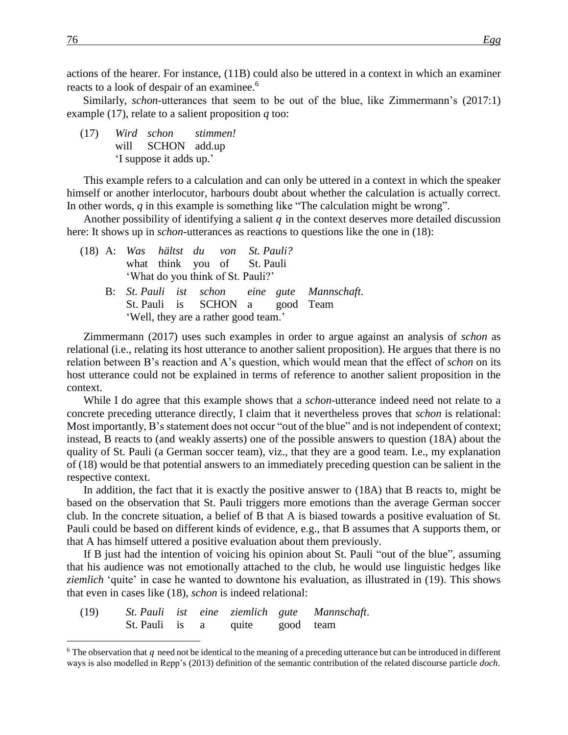actions of the hearer. For instance, (11B) could also be uttered in a context in which an examiner reacts to a look of despair of an examinee.[6]

Similarly, *schon*-utterances that seem to be out of the blue, like Zimmermann's (2017:1) example (17), relate to a salient proposition *q* too:

(17) *Wird schon stimmen!*
will SCHON add.up
'I suppose it adds up.'

This example refers to a calculation and can only be uttered in a context in which the speaker himself or another interlocutor, harbours doubt about whether the calculation is actually correct. In other words, *q* in this example is something like "The calculation might be wrong".

Another possibility of identifying a salient *q* in the context deserves more detailed discussion here: It shows up in *schon*-utterances as reactions to questions like the one in (18):

(18) A: *Was hältst du von St. Pauli?*
what think you of St. Pauli
'What do you think of St. Pauli?'

B: *St. Pauli ist schon eine gute Mannschaft*.
St. Pauli is SCHON a good Team
'Well, they are a rather good team.'

Zimmermann (2017) uses such examples in order to argue against an analysis of *schon* as relational (i.e., relating its host utterance to another salient proposition). He argues that there is no relation between B's reaction and A's question, which would mean that the effect of *schon* on its host utterance could not be explained in terms of reference to another salient proposition in the context.

While I do agree that this example shows that a *schon*-utterance indeed need not relate to a concrete preceding utterance directly, I claim that it nevertheless proves that *schon* is relational: Most importantly, B's statement does not occur "out of the blue" and is not independent of context; instead, B reacts to (and weakly asserts) one of the possible answers to question (18A) about the quality of St. Pauli (a German soccer team), viz., that they are a good team. I.e., my explanation of (18) would be that potential answers to an immediately preceding question can be salient in the respective context.

In addition, the fact that it is exactly the positive answer to (18A) that B reacts to, might be based on the observation that St. Pauli triggers more emotions than the average German soccer club. In the concrete situation, a belief of B that A is biased towards a positive evaluation of St. Pauli could be based on different kinds of evidence, e.g., that B assumes that A supports them, or that A has himself uttered a positive evaluation about them previously.

If B just had the intention of voicing his opinion about St. Pauli "out of the blue", assuming that his audience was not emotionally attached to the club, he would use linguistic hedges like *ziemlich* 'quite' in case he wanted to downtone his evaluation, as illustrated in (19). This shows that even in cases like (18), *schon* is indeed relational:

(19) *St. Pauli ist eine ziemlich gute Mannschaft*.
St. Pauli is a quite good team

[6] The observation that *q* need not be identical to the meaning of a preceding utterance but can be introduced in different ways is also modelled in Repp's (2013) definition of the semantic contribution of the related discourse particle *doch*.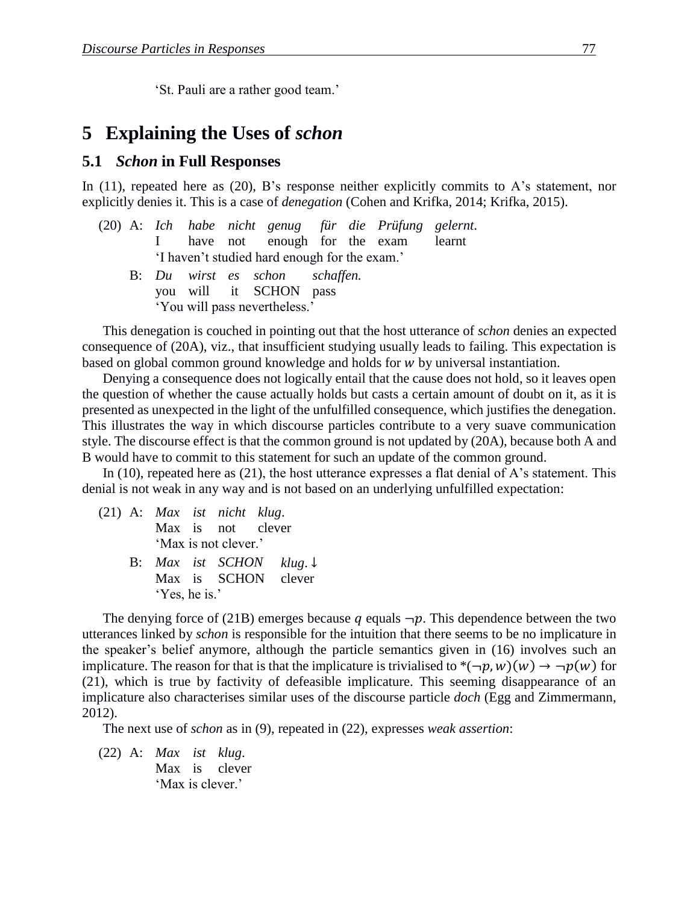'St. Pauli are a rather good team.'

# 5 Explaining the Uses of *schon*

## 5.1 *Schon* in Full Responses

In (11), repeated here as (20), B's response neither explicitly commits to A's statement, nor explicitly denies it. This is a case of *denegation* (Cohen and Krifka, 2014; Krifka, 2015).

(20) A: *Ich habe nicht genug für die Prüfung gelernt.*
I have not enough for the exam learnt
'I haven't studied hard enough for the exam.'

B: *Du wirst es schon schaffen.*
you will it SCHON pass
'You will pass nevertheless.'

This denegation is couched in pointing out that the host utterance of *schon* denies an expected consequence of (20A), viz., that insufficient studying usually leads to failing. This expectation is based on global common ground knowledge and holds for $w$ by universal instantiation.

Denying a consequence does not logically entail that the cause does not hold, so it leaves open the question of whether the cause actually holds but casts a certain amount of doubt on it, as it is presented as unexpected in the light of the unfulfilled consequence, which justifies the denegation. This illustrates the way in which discourse particles contribute to a very suave communication style. The discourse effect is that the common ground is not updated by (20A), because both A and B would have to commit to this statement for such an update of the common ground.

In (10), repeated here as (21), the host utterance expresses a flat denial of A's statement. This denial is not weak in any way and is not based on an underlying unfulfilled expectation:

(21) A: *Max ist nicht klug.*
Max is not clever
'Max is not clever.'

B: *Max ist SCHON klug.*↓
Max is SCHON clever
'Yes, he is.'

The denying force of (21B) emerges because $q$ equals $\neg p$. This dependence between the two utterances linked by *schon* is responsible for the intuition that there seems to be no implicature in the speaker's belief anymore, although the particle semantics given in (16) involves such an implicature. The reason for that is that the implicature is trivialised to $*(\neg p, w)(w) \rightarrow \neg p(w)$ for (21), which is true by factivity of defeasible implicature. This seeming disappearance of an implicature also characterises similar uses of the discourse particle *doch* (Egg and Zimmermann, 2012).

The next use of *schon* as in (9), repeated in (22), expresses *weak assertion*:

(22) A: *Max ist klug.*
Max is clever
'Max is clever.'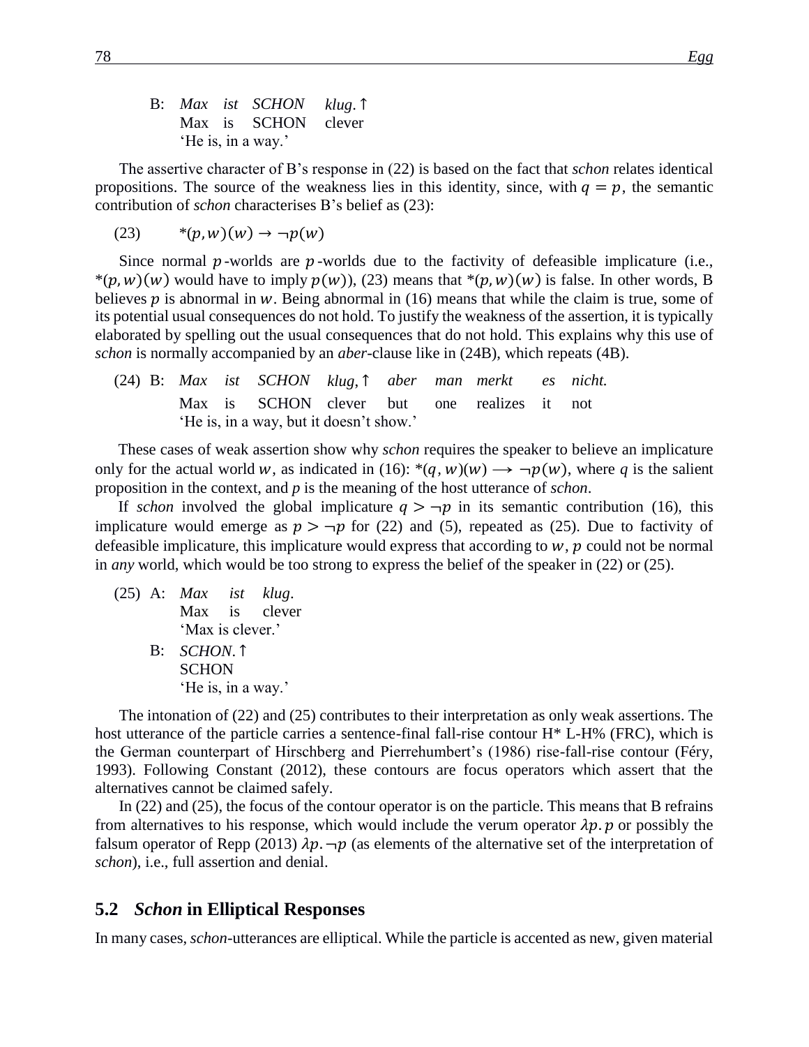B: *Max ist SCHON klug.*↑
   Max is SCHON clever
   'He is, in a way.'

The assertive character of B's response in (22) is based on the fact that *schon* relates identical propositions. The source of the weakness lies in this identity, since, with $q = p$, the semantic contribution of *schon* characterises B's belief as (23):

(23) $*(p, w)(w) \rightarrow \neg p(w)$

Since normal $p$-worlds are $p$-worlds due to the factivity of defeasible implicature (i.e., $*(p, w)(w)$ would have to imply $p(w)$), (23) means that $*(p, w)(w)$ is false. In other words, B believes $p$ is abnormal in $w$. Being abnormal in (16) means that while the claim is true, some of its potential usual consequences do not hold. To justify the weakness of the assertion, it is typically elaborated by spelling out the usual consequences that do not hold. This explains why this use of *schon* is normally accompanied by an *aber*-clause like in (24B), which repeats (4B).

(24) B: *Max ist SCHON klug,*↑ *aber man merkt es nicht.*
   Max is SCHON clever but one realizes it not
   'He is, in a way, but it doesn't show.'

These cases of weak assertion show why *schon* requires the speaker to believe an implicature only for the actual world $w$, as indicated in (16): $*(q, w)(w) \longrightarrow \neg p(w)$, where *q* is the salient proposition in the context, and *p* is the meaning of the host utterance of *schon*.

If *schon* involved the global implicature $q > \neg p$ in its semantic contribution (16), this implicature would emerge as $p > \neg p$ for (22) and (5), repeated as (25). Due to factivity of defeasible implicature, this implicature would express that according to $w$, $p$ could not be normal in *any* world, which would be too strong to express the belief of the speaker in (22) or (25).

(25) A: *Max ist klug.*
   Max is clever
   'Max is clever.'

B: *SCHON.*↑
   SCHON
   'He is, in a way.'

The intonation of (22) and (25) contributes to their interpretation as only weak assertions. The host utterance of the particle carries a sentence-final fall-rise contour H* L-H% (FRC), which is the German counterpart of Hirschberg and Pierrehumbert's (1986) rise-fall-rise contour (Féry, 1993). Following Constant (2012), these contours are focus operators which assert that the alternatives cannot be claimed safely.

In (22) and (25), the focus of the contour operator is on the particle. This means that B refrains from alternatives to his response, which would include the verum operator $\lambda p.p$ or possibly the falsum operator of Repp (2013) $\lambda p.\neg p$ (as elements of the alternative set of the interpretation of *schon*), i.e., full assertion and denial.

## 5.2 *Schon* in Elliptical Responses

In many cases, *schon*-utterances are elliptical. While the particle is accented as new, given material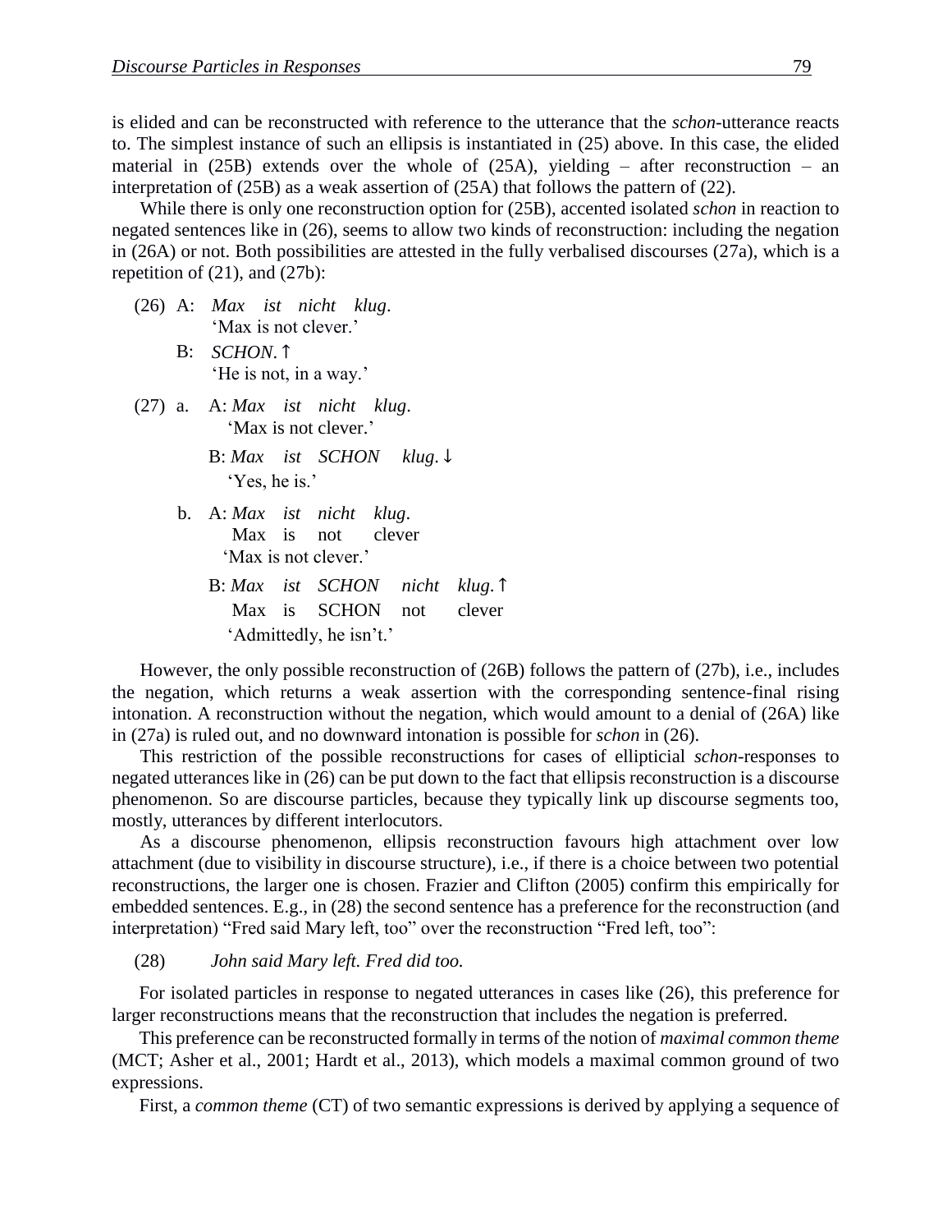is elided and can be reconstructed with reference to the utterance that the *schon*-utterance reacts to. The simplest instance of such an ellipsis is instantiated in (25) above. In this case, the elided material in (25B) extends over the whole of (25A), yielding – after reconstruction – an interpretation of (25B) as a weak assertion of (25A) that follows the pattern of (22).

While there is only one reconstruction option for (25B), accented isolated *schon* in reaction to negated sentences like in (26), seems to allow two kinds of reconstruction: including the negation in (26A) or not. Both possibilities are attested in the fully verbalised discourses (27a), which is a repetition of (21), and (27b):

(26) A: *Max ist nicht klug*.
  'Max is not clever.'
 B: *SCHON*.↑
  'He is not, in a way.'

(27) a. A: *Max ist nicht klug*.
   'Max is not clever.'
  B: *Max ist SCHON klug*.↓
   'Yes, he is.'
 b. A: *Max ist nicht klug*.
   Max is not clever
   'Max is not clever.'
  B: *Max ist SCHON nicht klug*.↑
   Max is SCHON not clever
   'Admittedly, he isn't.'

However, the only possible reconstruction of (26B) follows the pattern of (27b), i.e., includes the negation, which returns a weak assertion with the corresponding sentence-final rising intonation. A reconstruction without the negation, which would amount to a denial of (26A) like in (27a) is ruled out, and no downward intonation is possible for *schon* in (26).

This restriction of the possible reconstructions for cases of ellipticial *schon*-responses to negated utterances like in (26) can be put down to the fact that ellipsis reconstruction is a discourse phenomenon. So are discourse particles, because they typically link up discourse segments too, mostly, utterances by different interlocutors.

As a discourse phenomenon, ellipsis reconstruction favours high attachment over low attachment (due to visibility in discourse structure), i.e., if there is a choice between two potential reconstructions, the larger one is chosen. Frazier and Clifton (2005) confirm this empirically for embedded sentences. E.g., in (28) the second sentence has a preference for the reconstruction (and interpretation) "Fred said Mary left, too" over the reconstruction "Fred left, too":

(28) *John said Mary left. Fred did too.*

For isolated particles in response to negated utterances in cases like (26), this preference for larger reconstructions means that the reconstruction that includes the negation is preferred.

This preference can be reconstructed formally in terms of the notion of *maximal common theme* (MCT; Asher et al., 2001; Hardt et al., 2013), which models a maximal common ground of two expressions.

First, a *common theme* (CT) of two semantic expressions is derived by applying a sequence of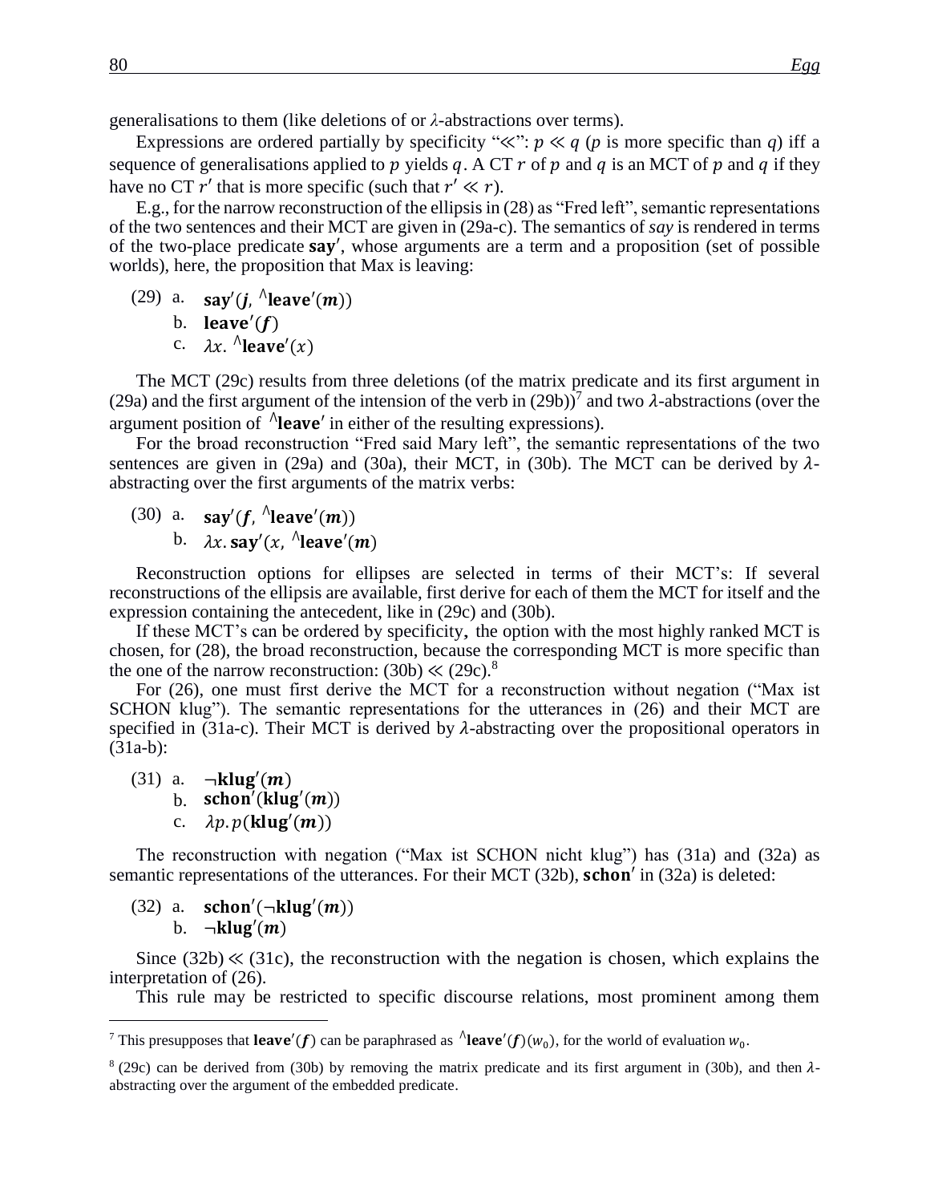generalisations to them (like deletions of or $\lambda$-abstractions over terms).

Expressions are ordered partially by specificity "$\ll$": $p \ll q$ ($p$ is more specific than $q$) iff a sequence of generalisations applied to $p$ yields $q$. A CT $r$ of $p$ and $q$ is an MCT of $p$ and $q$ if they have no CT $r'$ that is more specific (such that $r' \ll r$).

E.g., for the narrow reconstruction of the ellipsis in (28) as "Fred left", semantic representations of the two sentences and their MCT are given in (29a-c). The semantics of *say* is rendered in terms of the two-place predicate $\mathbf{say'}$, whose arguments are a term and a proposition (set of possible worlds), here, the proposition that Max is leaving:

(29) a. $\mathbf{say'}(\boldsymbol{j}, {}^{\wedge}\mathbf{leave'}(\boldsymbol{m}))$
b. $\mathbf{leave'}(\boldsymbol{f})$
c. $\lambda x. {}^{\wedge}\mathbf{leave'}(x)$

The MCT (29c) results from three deletions (of the matrix predicate and its first argument in (29a) and the first argument of the intension of the verb in (29b))[7] and two $\lambda$-abstractions (over the argument position of ${}^{\wedge}\mathbf{leave'}$ in either of the resulting expressions).

For the broad reconstruction "Fred said Mary left", the semantic representations of the two sentences are given in (29a) and (30a), their MCT, in (30b). The MCT can be derived by $\lambda$-abstracting over the first arguments of the matrix verbs:

(30) a. $\mathbf{say'}(\boldsymbol{f}, {}^{\wedge}\mathbf{leave'}(\boldsymbol{m}))$
b. $\lambda x. \mathbf{say'}(x, {}^{\wedge}\mathbf{leave'}(\boldsymbol{m})$

Reconstruction options for ellipses are selected in terms of their MCT's: If several reconstructions of the ellipsis are available, first derive for each of them the MCT for itself and the expression containing the antecedent, like in (29c) and (30b).

If these MCT's can be ordered by specificity, the option with the most highly ranked MCT is chosen, for (28), the broad reconstruction, because the corresponding MCT is more specific than the one of the narrow reconstruction: (30b) $\ll$ (29c).[8]

For (26), one must first derive the MCT for a reconstruction without negation ("Max ist SCHON klug"). The semantic representations for the utterances in (26) and their MCT are specified in (31a-c). Their MCT is derived by $\lambda$-abstracting over the propositional operators in (31a-b):

(31) a. $\neg\mathbf{klug'}(\boldsymbol{m})$
b. $\mathbf{schon'}(\mathbf{klug'}(\boldsymbol{m}))$
c. $\lambda p. p(\mathbf{klug'}(\boldsymbol{m}))$

The reconstruction with negation ("Max ist SCHON nicht klug") has (31a) and (32a) as semantic representations of the utterances. For their MCT (32b), $\mathbf{schon'}$ in (32a) is deleted:

(32) a. $\mathbf{schon'}(\neg\mathbf{klug'}(\boldsymbol{m}))$
b. $\neg\mathbf{klug'}(\boldsymbol{m})$

Since (32b) $\ll$ (31c), the reconstruction with the negation is chosen, which explains the interpretation of (26).

This rule may be restricted to specific discourse relations, most prominent among them

---

[7] This presupposes that $\mathbf{leave'}(\boldsymbol{f})$ can be paraphrased as ${}^{\wedge}\mathbf{leave'}(\boldsymbol{f})(w_0)$, for the world of evaluation $w_0$.

[8] (29c) can be derived from (30b) by removing the matrix predicate and its first argument in (30b), and then $\lambda$-abstracting over the argument of the embedded predicate.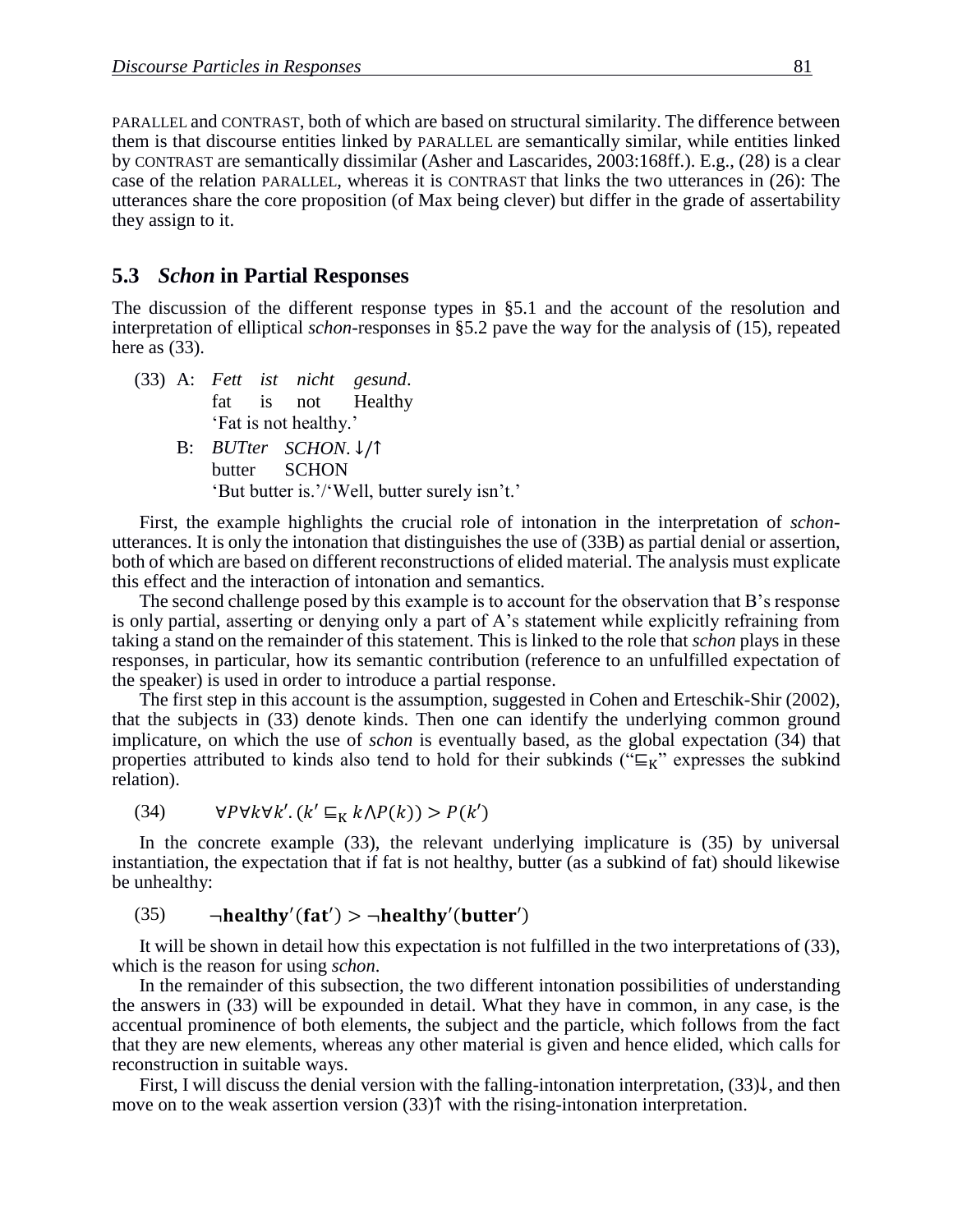PARALLEL and CONTRAST, both of which are based on structural similarity. The difference between them is that discourse entities linked by PARALLEL are semantically similar, while entities linked by CONTRAST are semantically dissimilar (Asher and Lascarides, 2003:168ff.). E.g., (28) is a clear case of the relation PARALLEL, whereas it is CONTRAST that links the two utterances in (26): The utterances share the core proposition (of Max being clever) but differ in the grade of assertability they assign to it.

## 5.3 *Schon* in Partial Responses

The discussion of the different response types in §5.1 and the account of the resolution and interpretation of elliptical *schon*-responses in §5.2 pave the way for the analysis of (15), repeated here as (33).

(33) A: *Fett ist nicht gesund*.
fat is not Healthy
'Fat is not healthy.'

B: *BUTter SCHON*. ↓/↑
butter SCHON
'But butter is.'/'Well, butter surely isn't.'

First, the example highlights the crucial role of intonation in the interpretation of *schon*-utterances. It is only the intonation that distinguishes the use of (33B) as partial denial or assertion, both of which are based on different reconstructions of elided material. The analysis must explicate this effect and the interaction of intonation and semantics.

The second challenge posed by this example is to account for the observation that B's response is only partial, asserting or denying only a part of A's statement while explicitly refraining from taking a stand on the remainder of this statement. This is linked to the role that *schon* plays in these responses, in particular, how its semantic contribution (reference to an unfulfilled expectation of the speaker) is used in order to introduce a partial response.

The first step in this account is the assumption, suggested in Cohen and Erteschik-Shir (2002), that the subjects in (33) denote kinds. Then one can identify the underlying common ground implicature, on which the use of *schon* is eventually based, as the global expectation (34) that properties attributed to kinds also tend to hold for their subkinds ("$\sqsubseteq_K$" expresses the subkind relation).

(34) $$\forall P \forall k \forall k'. (k' \sqsubseteq_K k \land P(k)) > P(k')$$

In the concrete example (33), the relevant underlying implicature is (35) by universal instantiation, the expectation that if fat is not healthy, butter (as a subkind of fat) should likewise be unhealthy:

(35) $$\neg\mathbf{healthy'}(\mathbf{fat'}) > \neg\mathbf{healthy'}(\mathbf{butter'})$$

It will be shown in detail how this expectation is not fulfilled in the two interpretations of (33), which is the reason for using *schon*.

In the remainder of this subsection, the two different intonation possibilities of understanding the answers in (33) will be expounded in detail. What they have in common, in any case, is the accentual prominence of both elements, the subject and the particle, which follows from the fact that they are new elements, whereas any other material is given and hence elided, which calls for reconstruction in suitable ways.

First, I will discuss the denial version with the falling-intonation interpretation, (33)↓, and then move on to the weak assertion version (33)↑ with the rising-intonation interpretation.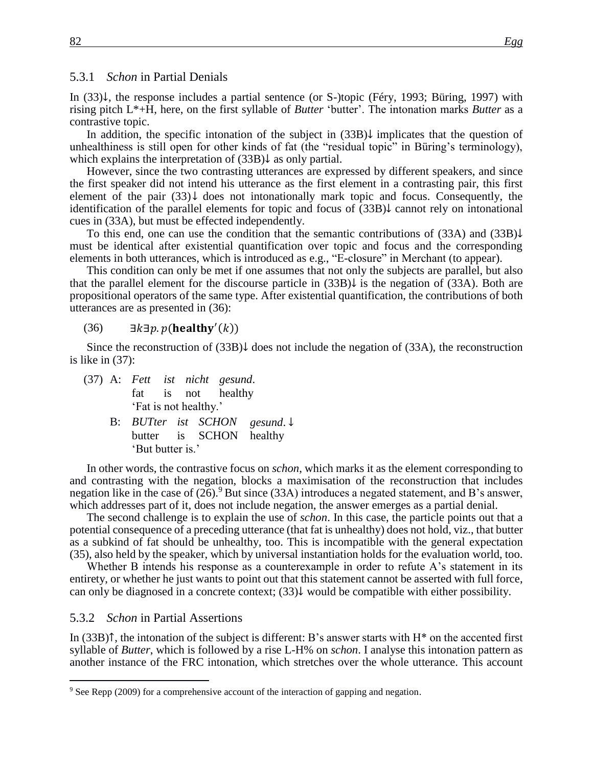### 5.3.1 *Schon* in Partial Denials

In (33)↓, the response includes a partial sentence (or S-)topic (Féry, 1993; Büring, 1997) with rising pitch L*+H, here, on the first syllable of *Butter* 'butter'. The intonation marks *Butter* as a contrastive topic.

In addition, the specific intonation of the subject in (33B)↓ implicates that the question of unhealthiness is still open for other kinds of fat (the "residual topic" in Büring's terminology), which explains the interpretation of (33B)↓ as only partial.

However, since the two contrasting utterances are expressed by different speakers, and since the first speaker did not intend his utterance as the first element in a contrasting pair, this first element of the pair (33)↓ does not intonationally mark topic and focus. Consequently, the identification of the parallel elements for topic and focus of (33B)↓ cannot rely on intonational cues in (33A), but must be effected independently.

To this end, one can use the condition that the semantic contributions of (33A) and (33B)↓ must be identical after existential quantification over topic and focus and the corresponding elements in both utterances, which is introduced as e.g., "E-closure" in Merchant (to appear).

This condition can only be met if one assumes that not only the subjects are parallel, but also that the parallel element for the discourse particle in (33B)↓ is the negation of (33A). Both are propositional operators of the same type. After existential quantification, the contributions of both utterances are as presented in (36):

(36) $\exists k \exists p.\, p(\mathbf{healthy}'(k))$

Since the reconstruction of (33B)↓ does not include the negation of (33A), the reconstruction is like in (37):

(37) A: *Fett ist nicht gesund.*
fat is not healthy
'Fat is not healthy.'

B: *BUTter ist SCHON gesund.* ↓
butter is SCHON healthy
'But butter is.'

In other words, the contrastive focus on *schon*, which marks it as the element corresponding to and contrasting with the negation, blocks a maximisation of the reconstruction that includes negation like in the case of (26).[9] But since (33A) introduces a negated statement, and B's answer, which addresses part of it, does not include negation, the answer emerges as a partial denial.

The second challenge is to explain the use of *schon*. In this case, the particle points out that a potential consequence of a preceding utterance (that fat is unhealthy) does not hold, viz., that butter as a subkind of fat should be unhealthy, too. This is incompatible with the general expectation (35), also held by the speaker, which by universal instantiation holds for the evaluation world, too.

Whether B intends his response as a counterexample in order to refute A's statement in its entirety, or whether he just wants to point out that this statement cannot be asserted with full force, can only be diagnosed in a concrete context; (33)↓ would be compatible with either possibility.

### 5.3.2 *Schon* in Partial Assertions

In (33B)↑, the intonation of the subject is different: B's answer starts with H* on the accented first syllable of *Butter*, which is followed by a rise L-H% on *schon*. I analyse this intonation pattern as another instance of the FRC intonation, which stretches over the whole utterance. This account

[9] See Repp (2009) for a comprehensive account of the interaction of gapping and negation.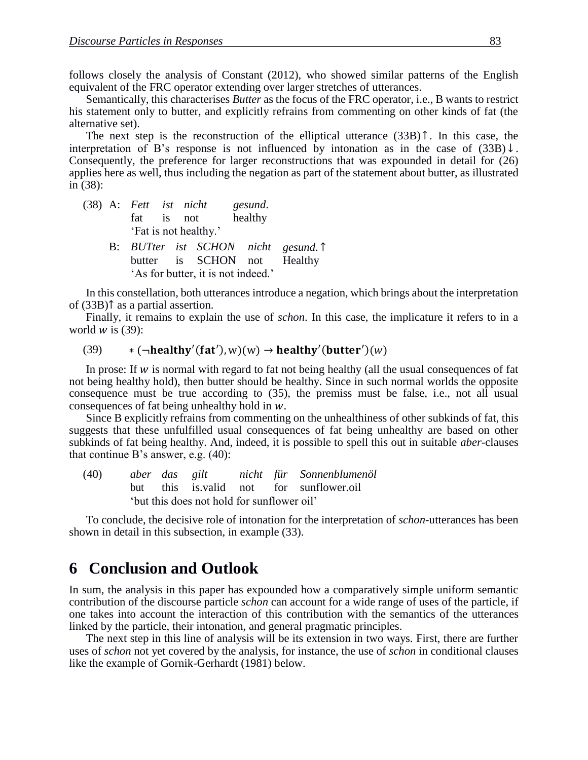follows closely the analysis of Constant (2012), who showed similar patterns of the English equivalent of the FRC operator extending over larger stretches of utterances.

Semantically, this characterises *Butter* as the focus of the FRC operator, i.e., B wants to restrict his statement only to butter, and explicitly refrains from commenting on other kinds of fat (the alternative set).

The next step is the reconstruction of the elliptical utterance (33B)↑. In this case, the interpretation of B's response is not influenced by intonation as in the case of (33B)↓. Consequently, the preference for larger reconstructions that was expounded in detail for (26) applies here as well, thus including the negation as part of the statement about butter, as illustrated in (38):

(38) A: *Fett ist nicht gesund.*
fat is not healthy
'Fat is not healthy.'

B: *BUTter ist SCHON nicht gesund.*↑
butter is SCHON not Healthy
'As for butter, it is not indeed.'

In this constellation, both utterances introduce a negation, which brings about the interpretation of (33B)↑ as a partial assertion.

Finally, it remains to explain the use of *schon*. In this case, the implicature it refers to in a world $w$ is (39):

(39) $* (\neg \mathbf{healthy}'(\mathbf{fat}'), \mathrm{w})(\mathrm{w}) \rightarrow \mathbf{healthy}'(\mathbf{butter}')(w)$

In prose: If $w$ is normal with regard to fat not being healthy (all the usual consequences of fat not being healthy hold), then butter should be healthy. Since in such normal worlds the opposite consequence must be true according to (35), the premiss must be false, i.e., not all usual consequences of fat being unhealthy hold in $w$.

Since B explicitly refrains from commenting on the unhealthiness of other subkinds of fat, this suggests that these unfulfilled usual consequences of fat being unhealthy are based on other subkinds of fat being healthy. And, indeed, it is possible to spell this out in suitable *aber*-clauses that continue B's answer, e.g. (40):

(40) *aber das gilt nicht für Sonnenblumenöl*
but this is.valid not for sunflower.oil
'but this does not hold for sunflower oil'

To conclude, the decisive role of intonation for the interpretation of *schon*-utterances has been shown in detail in this subsection, in example (33).

# 6 Conclusion and Outlook

In sum, the analysis in this paper has expounded how a comparatively simple uniform semantic contribution of the discourse particle *schon* can account for a wide range of uses of the particle, if one takes into account the interaction of this contribution with the semantics of the utterances linked by the particle, their intonation, and general pragmatic principles.

The next step in this line of analysis will be its extension in two ways. First, there are further uses of *schon* not yet covered by the analysis, for instance, the use of *schon* in conditional clauses like the example of Gornik-Gerhardt (1981) below.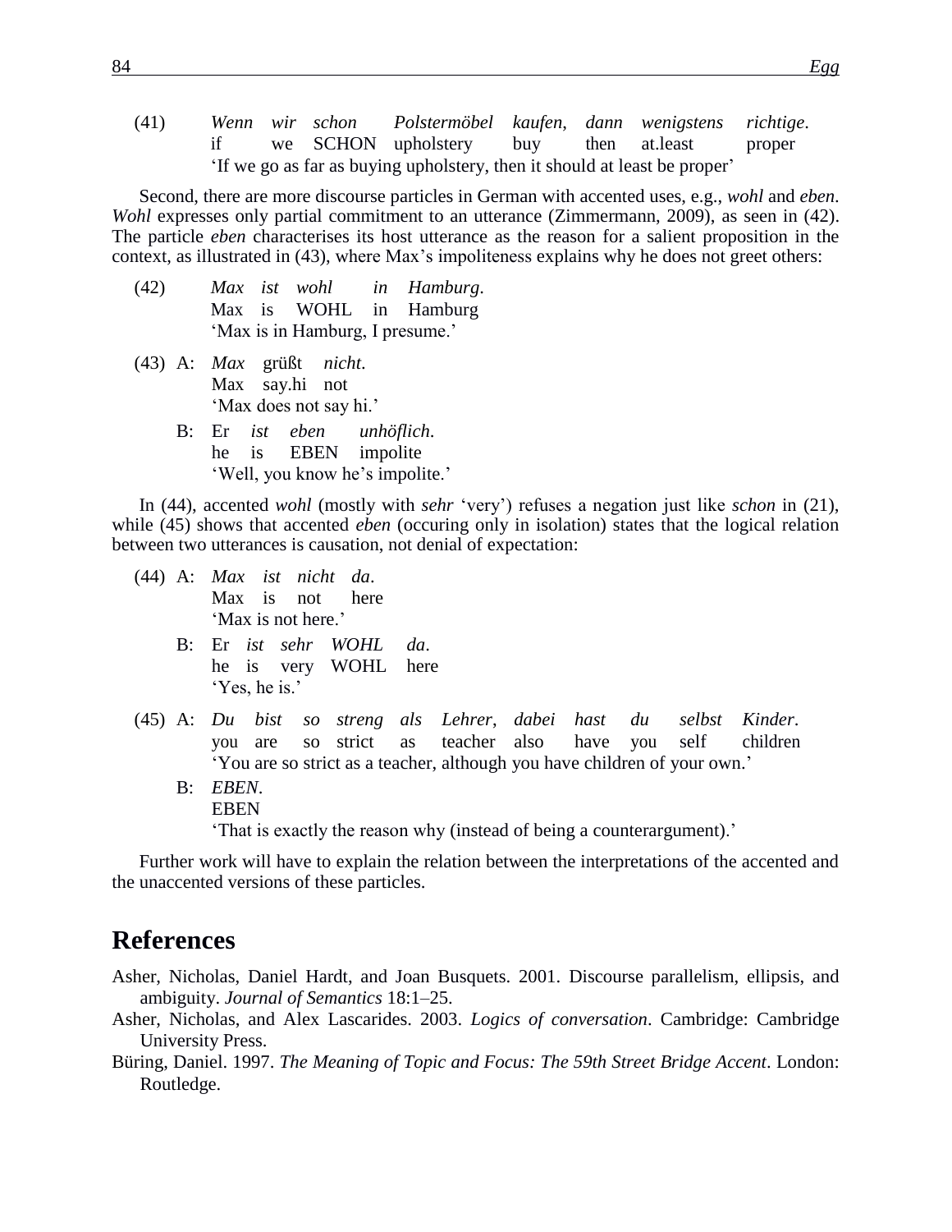(41) *Wenn wir schon Polstermöbel kaufen, dann wenigstens richtige.*
if we SCHON upholstery buy then at.least proper
'If we go as far as buying upholstery, then it should at least be proper'

Second, there are more discourse particles in German with accented uses, e.g., *wohl* and *eben*. *Wohl* expresses only partial commitment to an utterance (Zimmermann, 2009), as seen in (42). The particle *eben* characterises its host utterance as the reason for a salient proposition in the context, as illustrated in (43), where Max's impoliteness explains why he does not greet others:

(42) *Max ist wohl in Hamburg.*
Max is WOHL in Hamburg
'Max is in Hamburg, I presume.'

(43) A: *Max* grüßt *nicht.*
Max say.hi not
'Max does not say hi.'

B: Er *ist eben unhöflich.*
he is EBEN impolite
'Well, you know he's impolite.'

In (44), accented *wohl* (mostly with *sehr* 'very') refuses a negation just like *schon* in (21), while (45) shows that accented *eben* (occuring only in isolation) states that the logical relation between two utterances is causation, not denial of expectation:

(44) A: *Max ist nicht da.*
Max is not here
'Max is not here.'

B: Er *ist sehr WOHL da.*
he is very WOHL here
'Yes, he is.'

(45) A: *Du bist so streng als Lehrer, dabei hast du selbst Kinder.*
you are so strict as teacher also have you self children
'You are so strict as a teacher, although you have children of your own.'

B: *EBEN.*
EBEN
'That is exactly the reason why (instead of being a counterargument).'

Further work will have to explain the relation between the interpretations of the accented and the unaccented versions of these particles.

# References

Asher, Nicholas, Daniel Hardt, and Joan Busquets. 2001. Discourse parallelism, ellipsis, and ambiguity. *Journal of Semantics* 18:1–25.

Asher, Nicholas, and Alex Lascarides. 2003. *Logics of conversation*. Cambridge: Cambridge University Press.

Büring, Daniel. 1997. *The Meaning of Topic and Focus: The 59th Street Bridge Accent*. London: Routledge.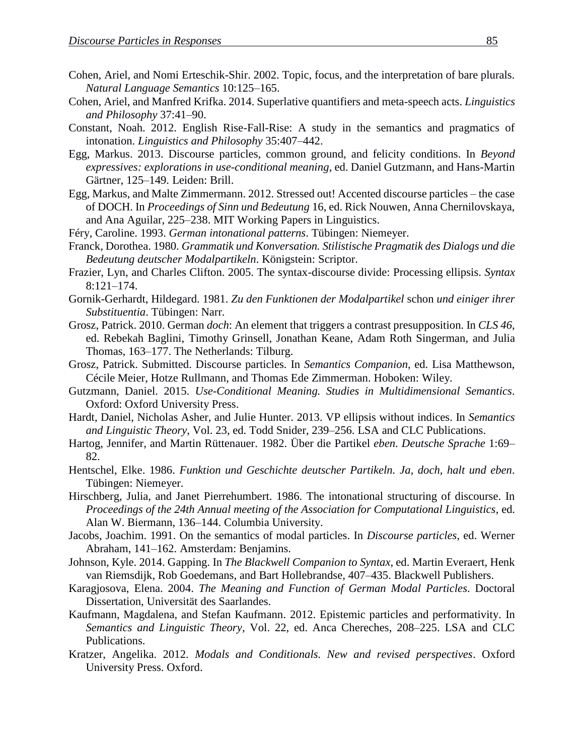Cohen, Ariel, and Nomi Erteschik-Shir. 2002. Topic, focus, and the interpretation of bare plurals. *Natural Language Semantics* 10:125–165.

Cohen, Ariel, and Manfred Krifka. 2014. Superlative quantifiers and meta-speech acts. *Linguistics and Philosophy* 37:41–90.

Constant, Noah. 2012. English Rise-Fall-Rise: A study in the semantics and pragmatics of intonation. *Linguistics and Philosophy* 35:407–442.

Egg, Markus. 2013. Discourse particles, common ground, and felicity conditions. In *Beyond expressives: explorations in use-conditional meaning*, ed. Daniel Gutzmann, and Hans-Martin Gärtner, 125–149. Leiden: Brill.

Egg, Markus, and Malte Zimmermann. 2012. Stressed out! Accented discourse particles – the case of DOCH. In *Proceedings of Sinn und Bedeutung* 16, ed. Rick Nouwen, Anna Chernilovskaya, and Ana Aguilar, 225–238. MIT Working Papers in Linguistics.

Féry, Caroline. 1993. *German intonational patterns*. Tübingen: Niemeyer.

Franck, Dorothea. 1980. *Grammatik und Konversation. Stilistische Pragmatik des Dialogs und die Bedeutung deutscher Modalpartikeln*. Königstein: Scriptor.

Frazier, Lyn, and Charles Clifton. 2005. The syntax-discourse divide: Processing ellipsis. *Syntax* 8:121–174.

Gornik-Gerhardt, Hildegard. 1981. *Zu den Funktionen der Modalpartikel* schon *und einiger ihrer Substituentia*. Tübingen: Narr.

Grosz, Patrick. 2010. German *doch*: An element that triggers a contrast presupposition. In *CLS 46*, ed. Rebekah Baglini, Timothy Grinsell, Jonathan Keane, Adam Roth Singerman, and Julia Thomas, 163–177. The Netherlands: Tilburg.

Grosz, Patrick. Submitted. Discourse particles. In *Semantics Companion*, ed. Lisa Matthewson, Cécile Meier, Hotze Rullmann, and Thomas Ede Zimmerman. Hoboken: Wiley.

Gutzmann, Daniel. 2015. *Use-Conditional Meaning. Studies in Multidimensional Semantics*. Oxford: Oxford University Press.

Hardt, Daniel, Nicholas Asher, and Julie Hunter. 2013. VP ellipsis without indices. In *Semantics and Linguistic Theory*, Vol. 23, ed. Todd Snider, 239–256. LSA and CLC Publications.

Hartog, Jennifer, and Martin Rüttenauer. 1982. Über die Partikel *eben*. *Deutsche Sprache* 1:69–82.

Hentschel, Elke. 1986. *Funktion und Geschichte deutscher Partikeln. Ja, doch, halt und eben*. Tübingen: Niemeyer.

Hirschberg, Julia, and Janet Pierrehumbert. 1986. The intonational structuring of discourse. In *Proceedings of the 24th Annual meeting of the Association for Computational Linguistics*, ed. Alan W. Biermann, 136–144. Columbia University.

Jacobs, Joachim. 1991. On the semantics of modal particles. In *Discourse particles*, ed. Werner Abraham, 141–162. Amsterdam: Benjamins.

Johnson, Kyle. 2014. Gapping. In *The Blackwell Companion to Syntax*, ed. Martin Everaert, Henk van Riemsdijk, Rob Goedemans, and Bart Hollebrandse, 407–435. Blackwell Publishers.

Karagjosova, Elena. 2004. *The Meaning and Function of German Modal Particles*. Doctoral Dissertation, Universität des Saarlandes.

Kaufmann, Magdalena, and Stefan Kaufmann. 2012. Epistemic particles and performativity. In *Semantics and Linguistic Theory*, Vol. 22, ed. Anca Chereches, 208–225. LSA and CLC Publications.

Kratzer, Angelika. 2012. *Modals and Conditionals. New and revised perspectives*. Oxford University Press. Oxford.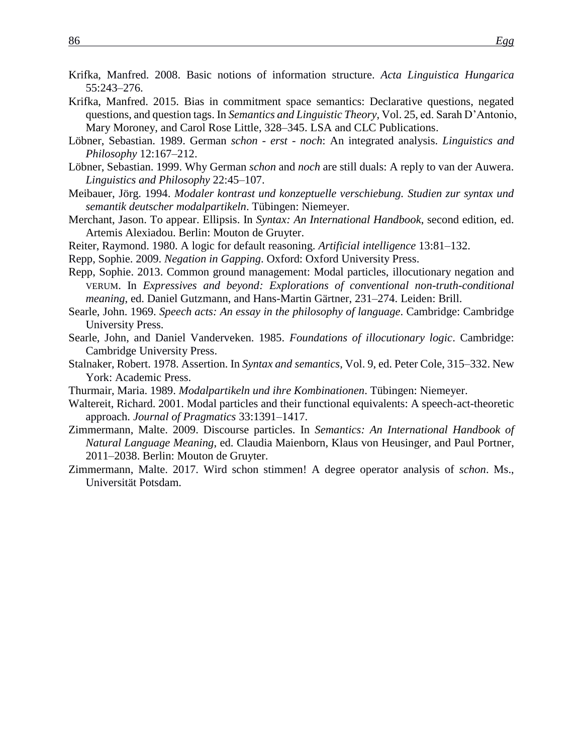Krifka, Manfred. 2008. Basic notions of information structure. *Acta Linguistica Hungarica* 55:243–276.

Krifka, Manfred. 2015. Bias in commitment space semantics: Declarative questions, negated questions, and question tags. In *Semantics and Linguistic Theory*, Vol. 25, ed. Sarah D'Antonio, Mary Moroney, and Carol Rose Little, 328–345. LSA and CLC Publications.

Löbner, Sebastian. 1989. German *schon - erst - noch*: An integrated analysis. *Linguistics and Philosophy* 12:167–212.

Löbner, Sebastian. 1999. Why German *schon* and *noch* are still duals: A reply to van der Auwera. *Linguistics and Philosophy* 22:45–107.

Meibauer, Jörg. 1994. *Modaler kontrast und konzeptuelle verschiebung. Studien zur syntax und semantik deutscher modalpartikeln*. Tübingen: Niemeyer.

Merchant, Jason. To appear. Ellipsis. In *Syntax: An International Handbook*, second edition, ed. Artemis Alexiadou. Berlin: Mouton de Gruyter.

Reiter, Raymond. 1980. A logic for default reasoning. *Artificial intelligence* 13:81–132.

Repp, Sophie. 2009. *Negation in Gapping*. Oxford: Oxford University Press.

Repp, Sophie. 2013. Common ground management: Modal particles, illocutionary negation and VERUM. In *Expressives and beyond: Explorations of conventional non-truth-conditional meaning*, ed. Daniel Gutzmann, and Hans-Martin Gärtner, 231–274. Leiden: Brill.

Searle, John. 1969. *Speech acts: An essay in the philosophy of language*. Cambridge: Cambridge University Press.

Searle, John, and Daniel Vanderveken. 1985. *Foundations of illocutionary logic*. Cambridge: Cambridge University Press.

Stalnaker, Robert. 1978. Assertion. In *Syntax and semantics*, Vol. 9, ed. Peter Cole, 315–332. New York: Academic Press.

Thurmair, Maria. 1989. *Modalpartikeln und ihre Kombinationen*. Tübingen: Niemeyer.

Waltereit, Richard. 2001. Modal particles and their functional equivalents: A speech-act-theoretic approach. *Journal of Pragmatics* 33:1391–1417.

Zimmermann, Malte. 2009. Discourse particles. In *Semantics: An International Handbook of Natural Language Meaning*, ed. Claudia Maienborn, Klaus von Heusinger, and Paul Portner, 2011–2038. Berlin: Mouton de Gruyter.

Zimmermann, Malte. 2017. Wird schon stimmen! A degree operator analysis of *schon*. Ms., Universität Potsdam.